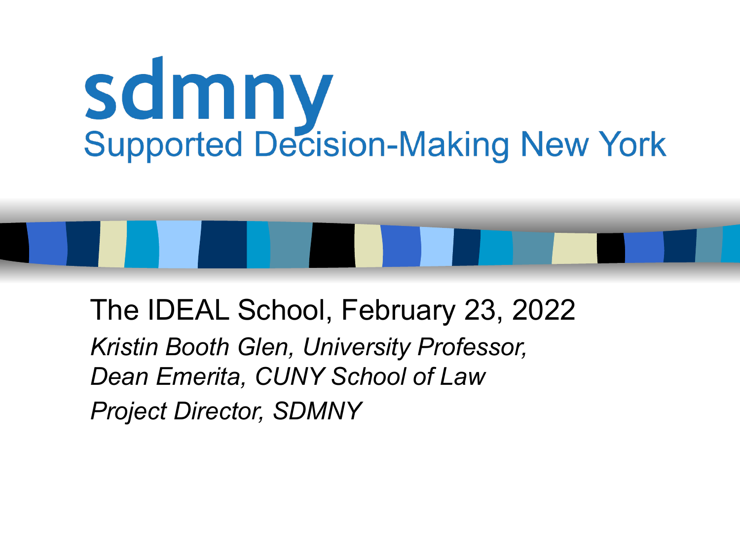# sdmny

## Supported Decision-Making New York

The IDEAL School, February 23, 2022

*Kristin Booth Glen, University Professor,*
*Dean Emerita, CUNY School of Law*
*Project Director, SDMNY*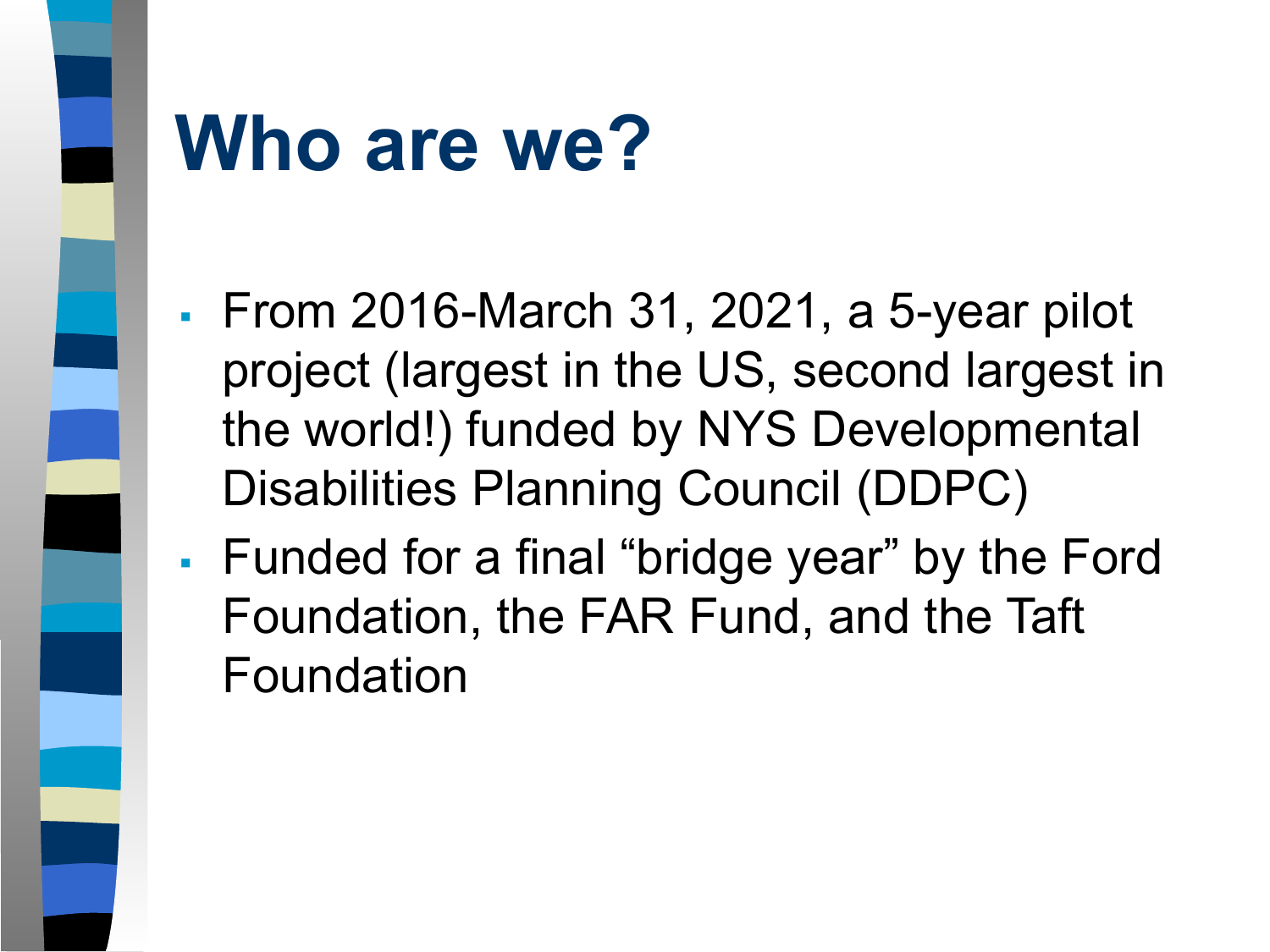# Who are we?

- From 2016-March 31, 2021, a 5-year pilot project (largest in the US, second largest in the world!) funded by NYS Developmental Disabilities Planning Council (DDPC)
- Funded for a final “bridge year” by the Ford Foundation, the FAR Fund, and the Taft Foundation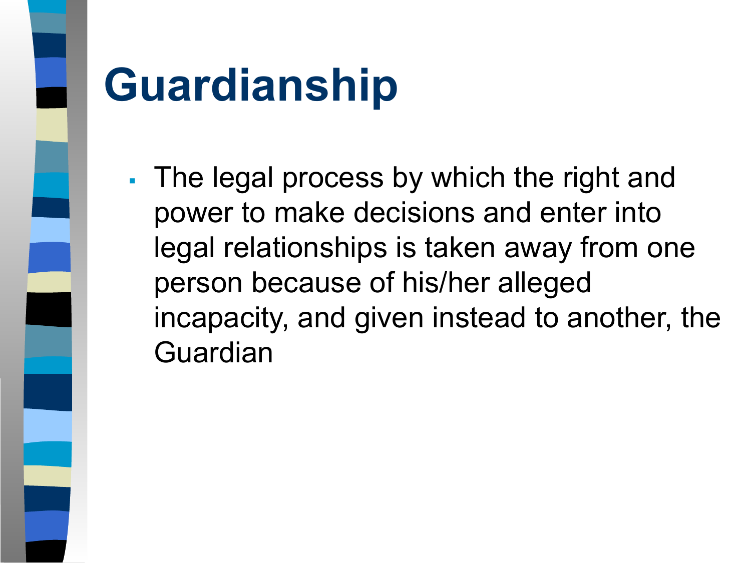# Guardianship

- The legal process by which the right and power to make decisions and enter into legal relationships is taken away from one person because of his/her alleged incapacity, and given instead to another, the Guardian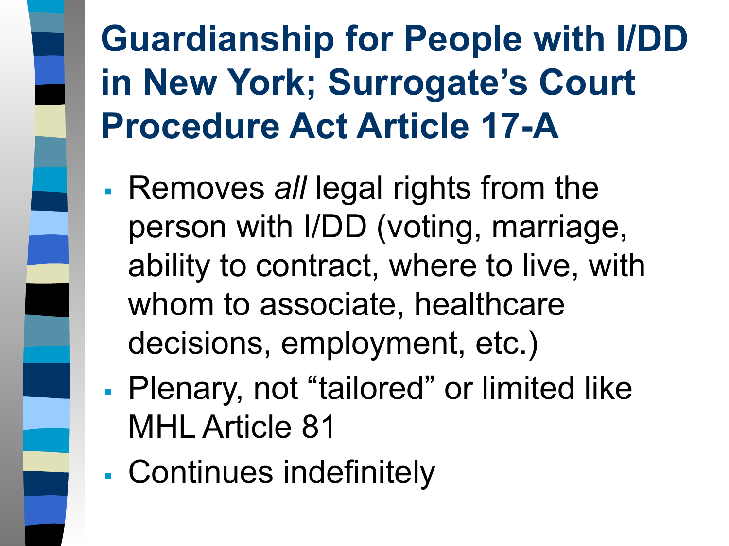# Guardianship for People with I/DD in New York; Surrogate's Court Procedure Act Article 17-A

- Removes *all* legal rights from the person with I/DD (voting, marriage, ability to contract, where to live, with whom to associate, healthcare decisions, employment, etc.)
- Plenary, not "tailored" or limited like MHL Article 81
- Continues indefinitely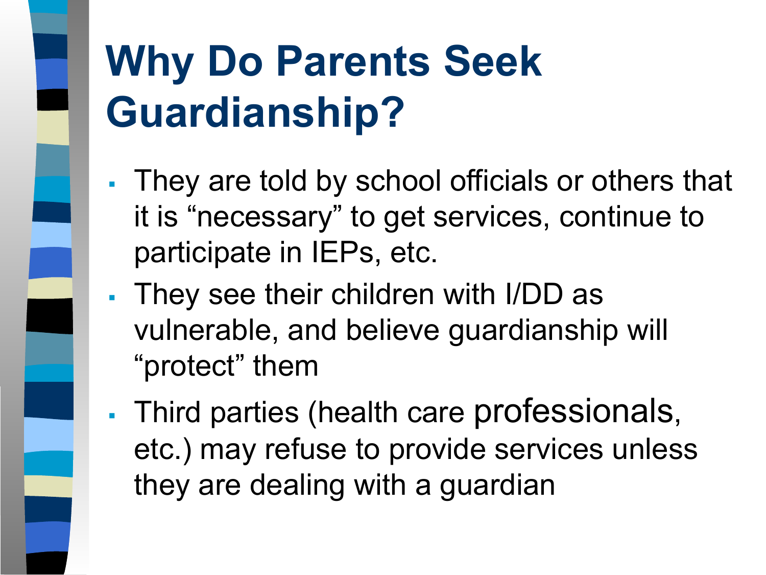# Why Do Parents Seek Guardianship?

- They are told by school officials or others that it is “necessary” to get services, continue to participate in IEPs, etc.
- They see their children with I/DD as vulnerable, and believe guardianship will “protect” them
- Third parties (health care professionals, etc.) may refuse to provide services unless they are dealing with a guardian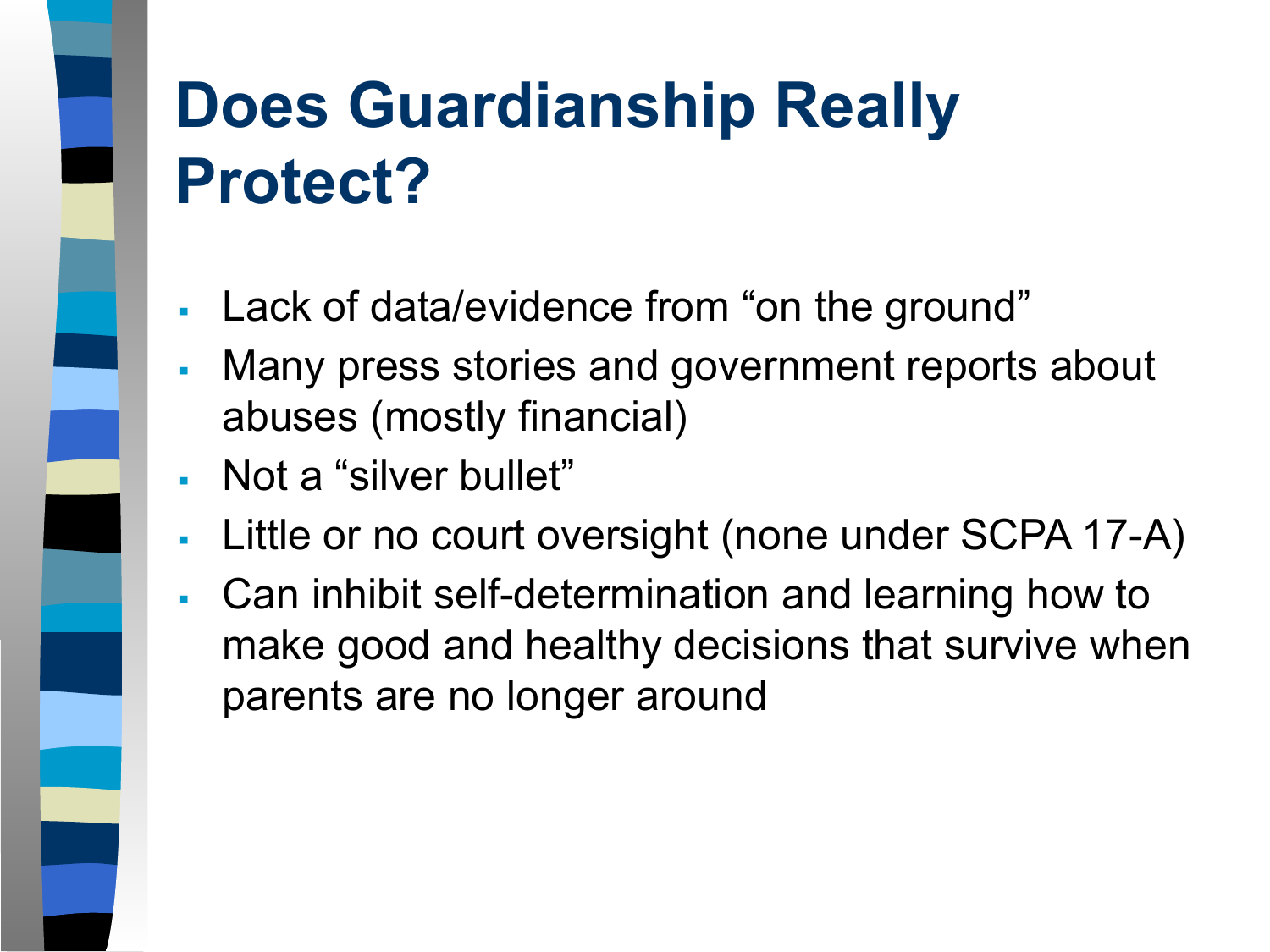# Does Guardianship Really Protect?

- Lack of data/evidence from "on the ground"
- Many press stories and government reports about abuses (mostly financial)
- Not a "silver bullet"
- Little or no court oversight (none under SCPA 17-A)
- Can inhibit self-determination and learning how to make good and healthy decisions that survive when parents are no longer around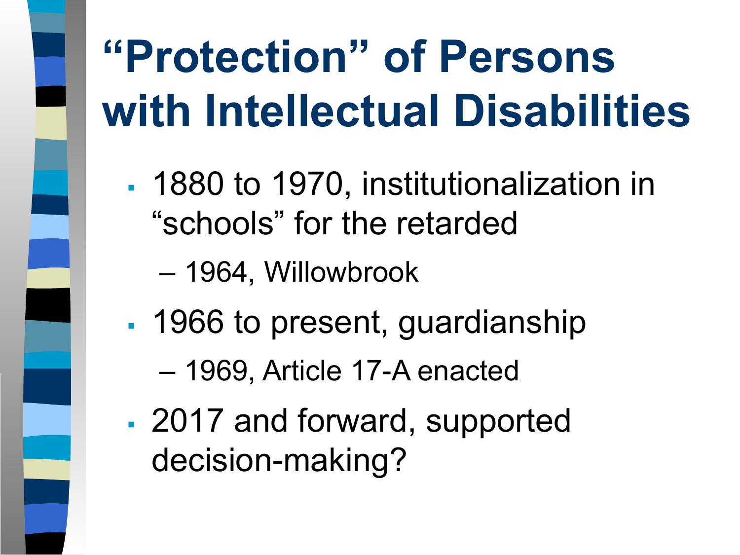# "Protection" of Persons with Intellectual Disabilities

- 1880 to 1970, institutionalization in "schools" for the retarded
  - 1964, Willowbrook
- 1966 to present, guardianship
  - 1969, Article 17-A enacted
- 2017 and forward, supported decision-making?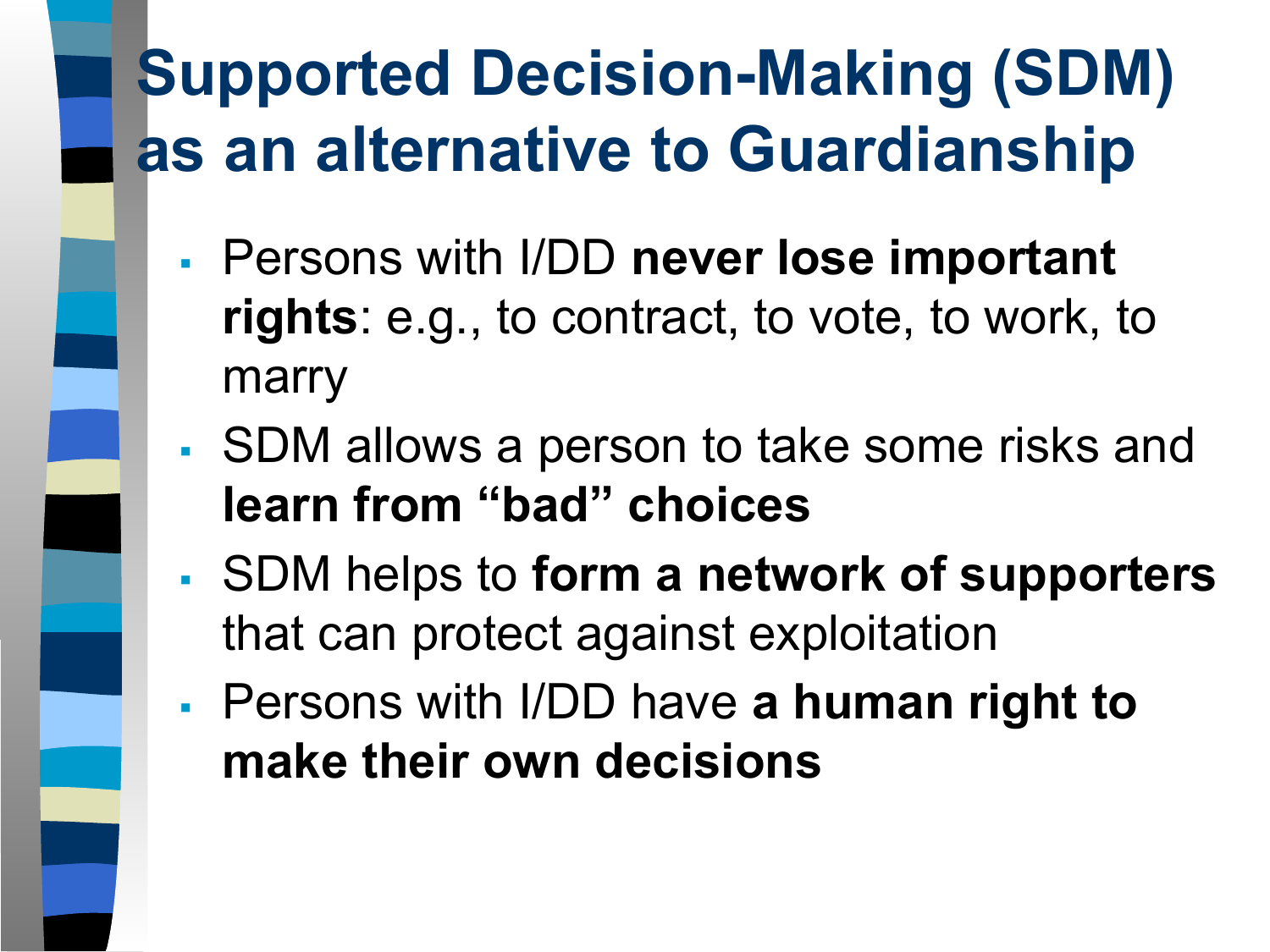# Supported Decision-Making (SDM) as an alternative to Guardianship

- Persons with I/DD **never lose important rights**: e.g., to contract, to vote, to work, to marry
- SDM allows a person to take some risks and **learn from "bad" choices**
- SDM helps to **form a network of supporters** that can protect against exploitation
- Persons with I/DD have **a human right to make their own decisions**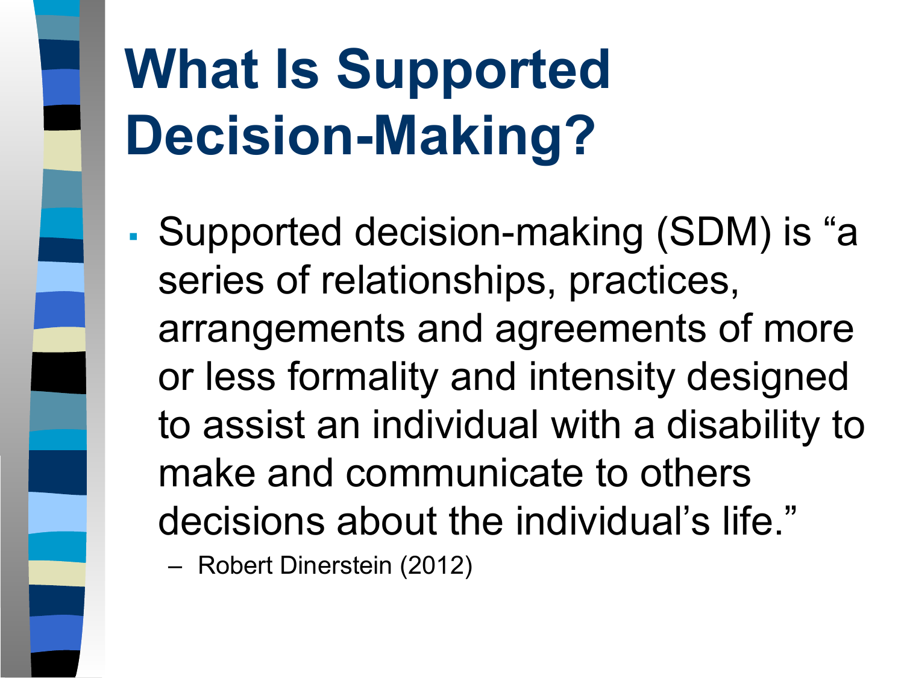# What Is Supported Decision-Making?

- Supported decision-making (SDM) is “a series of relationships, practices, arrangements and agreements of more or less formality and intensity designed to assist an individual with a disability to make and communicate to others decisions about the individual’s life.”
  - Robert Dinerstein (2012)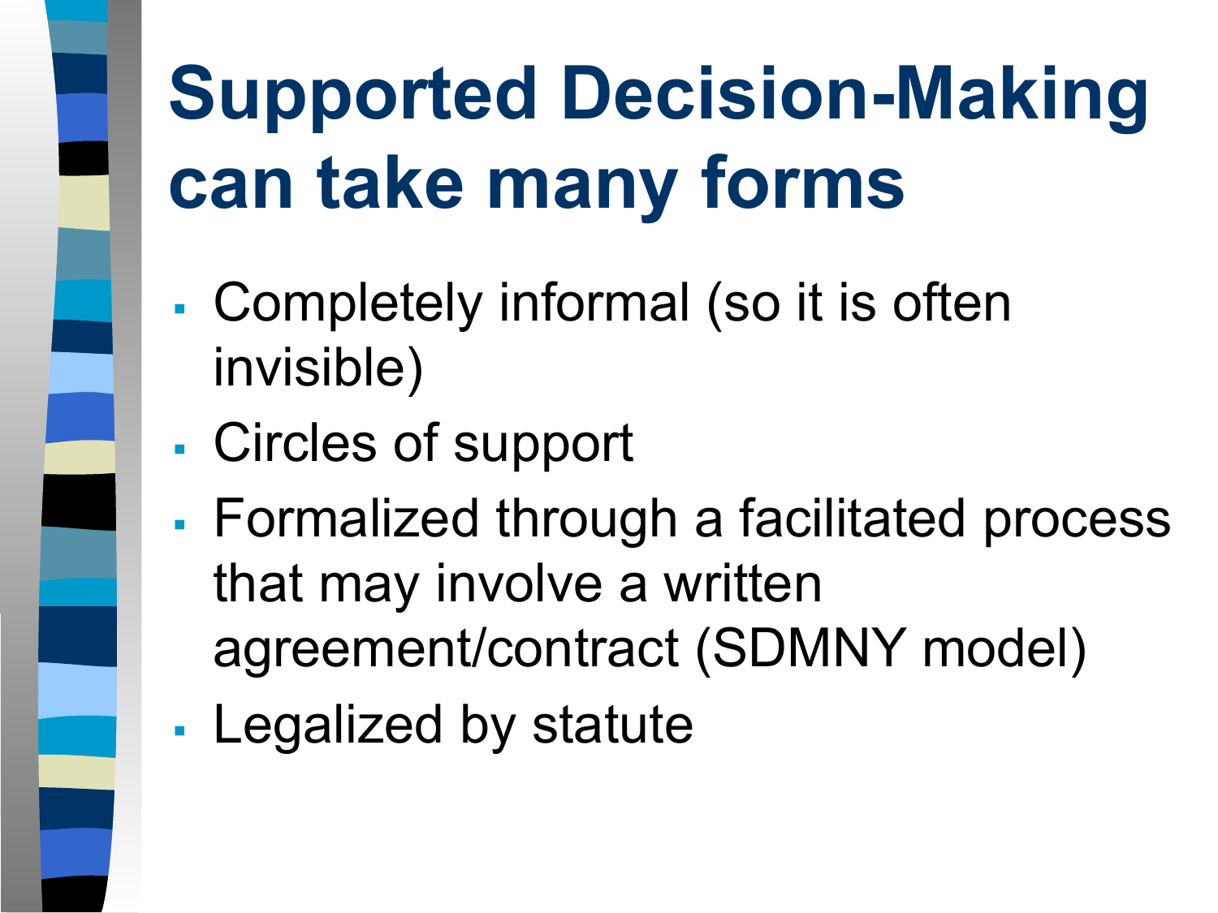# Supported Decision-Making can take many forms

- Completely informal (so it is often invisible)
- Circles of support
- Formalized through a facilitated process that may involve a written agreement/contract (SDMNY model)
- Legalized by statute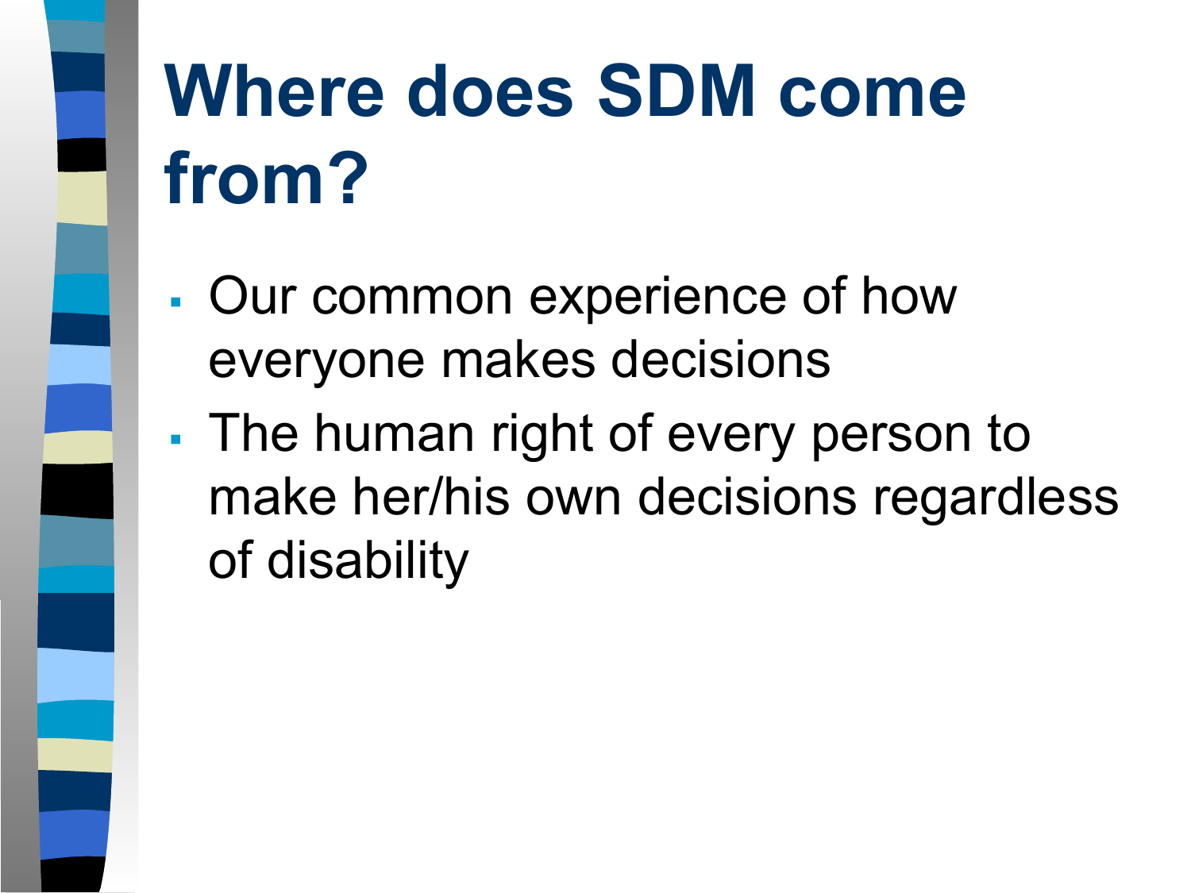# Where does SDM come from?

- Our common experience of how everyone makes decisions
- The human right of every person to make her/his own decisions regardless of disability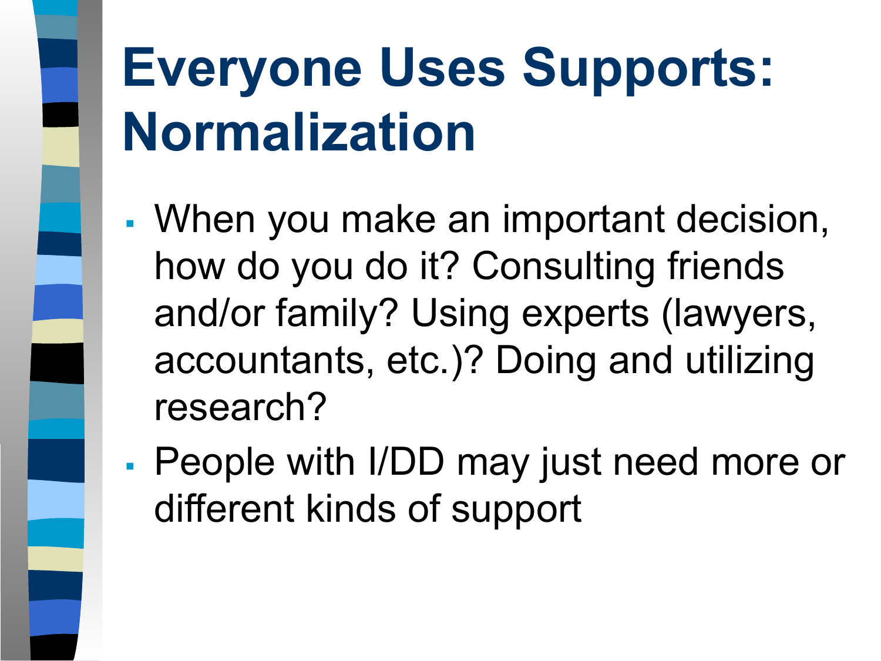# Everyone Uses Supports: Normalization

- When you make an important decision, how do you do it? Consulting friends and/or family? Using experts (lawyers, accountants, etc.)? Doing and utilizing research?
- People with I/DD may just need more or different kinds of support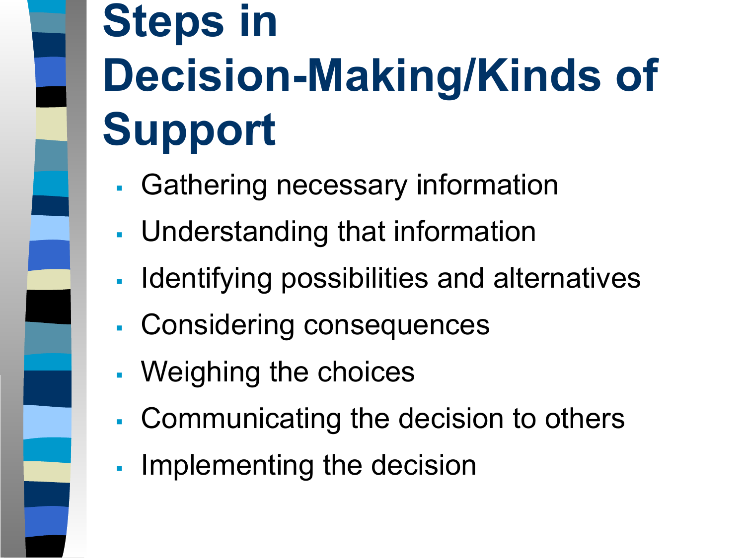# Steps in Decision-Making/Kinds of Support

- Gathering necessary information
- Understanding that information
- Identifying possibilities and alternatives
- Considering consequences
- Weighing the choices
- Communicating the decision to others
- Implementing the decision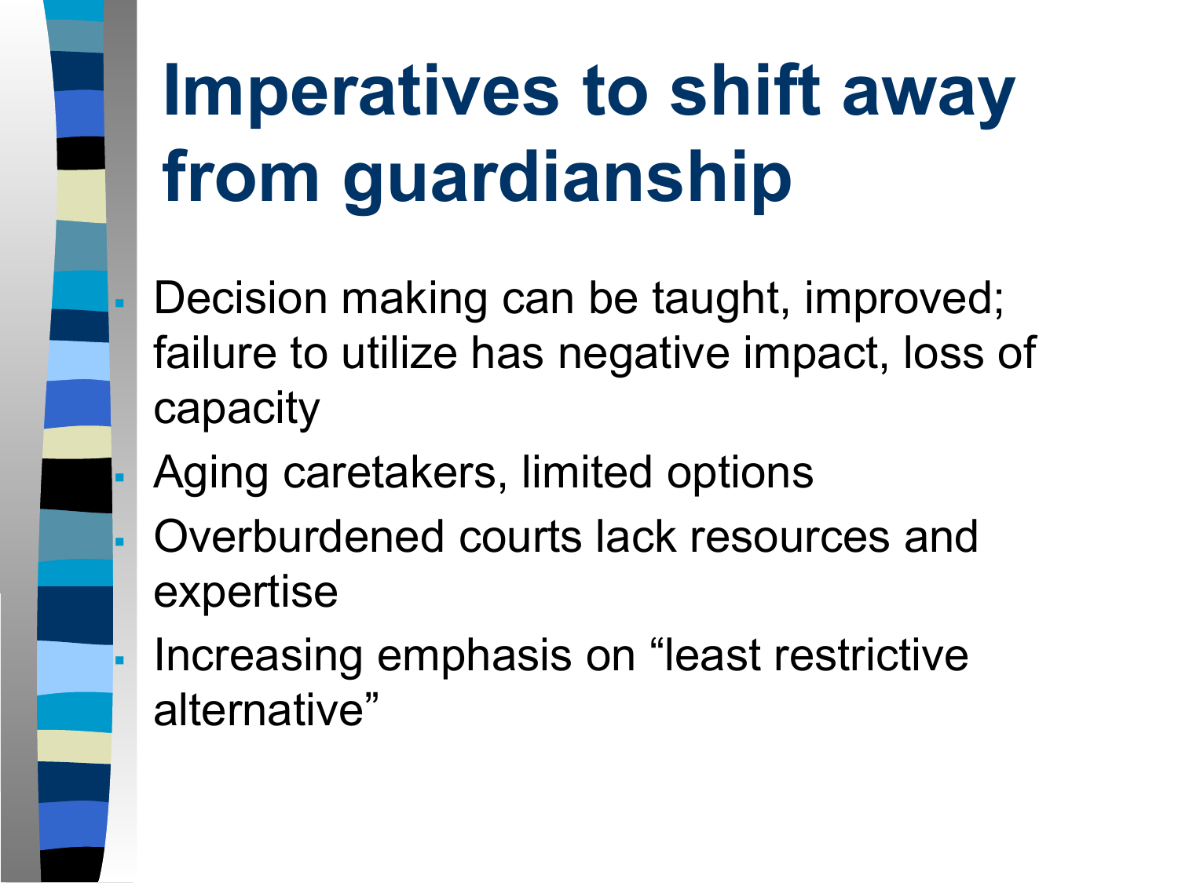# Imperatives to shift away from guardianship

- Decision making can be taught, improved; failure to utilize has negative impact, loss of capacity
- Aging caretakers, limited options
- Overburdened courts lack resources and expertise
- Increasing emphasis on "least restrictive alternative"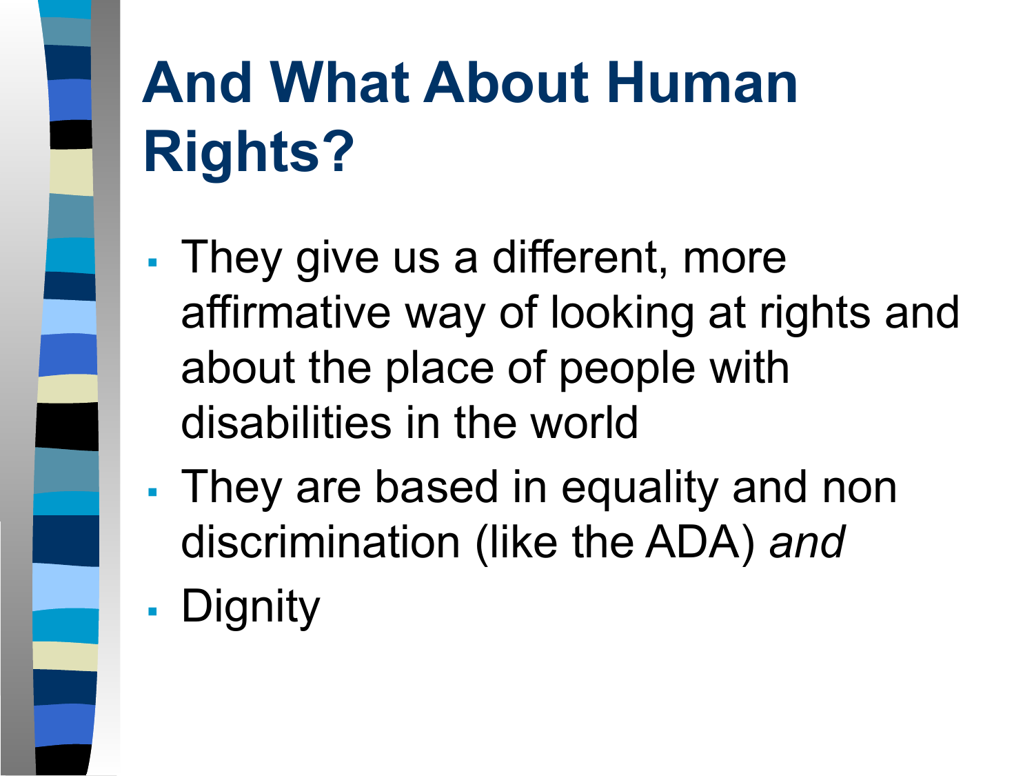# And What About Human Rights?

- They give us a different, more affirmative way of looking at rights and about the place of people with disabilities in the world
- They are based in equality and non discrimination (like the ADA) *and*
- Dignity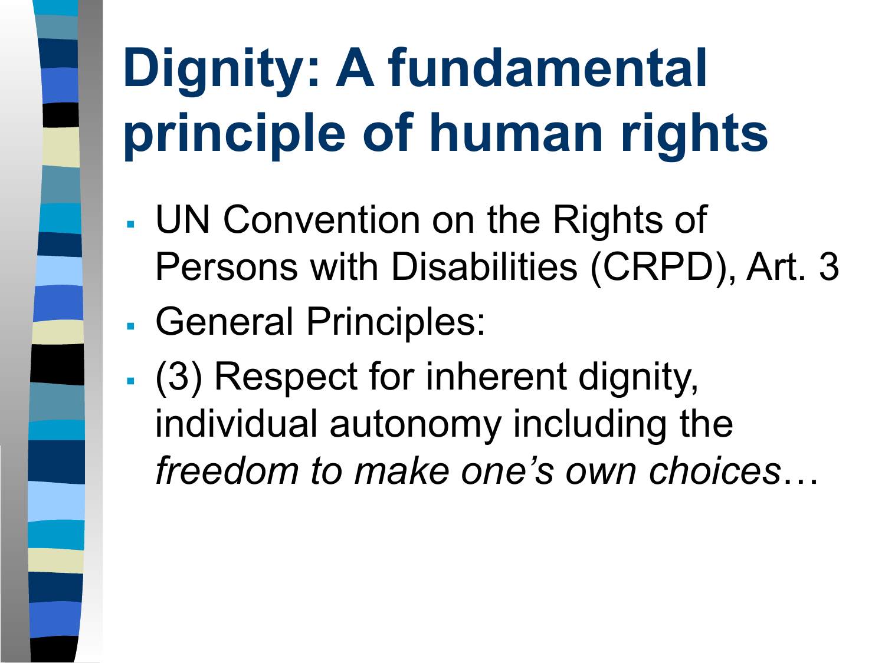# Dignity: A fundamental principle of human rights

- UN Convention on the Rights of Persons with Disabilities (CRPD), Art. 3
- General Principles:
- (3) Respect for inherent dignity, individual autonomy including the *freedom to make one's own choices*…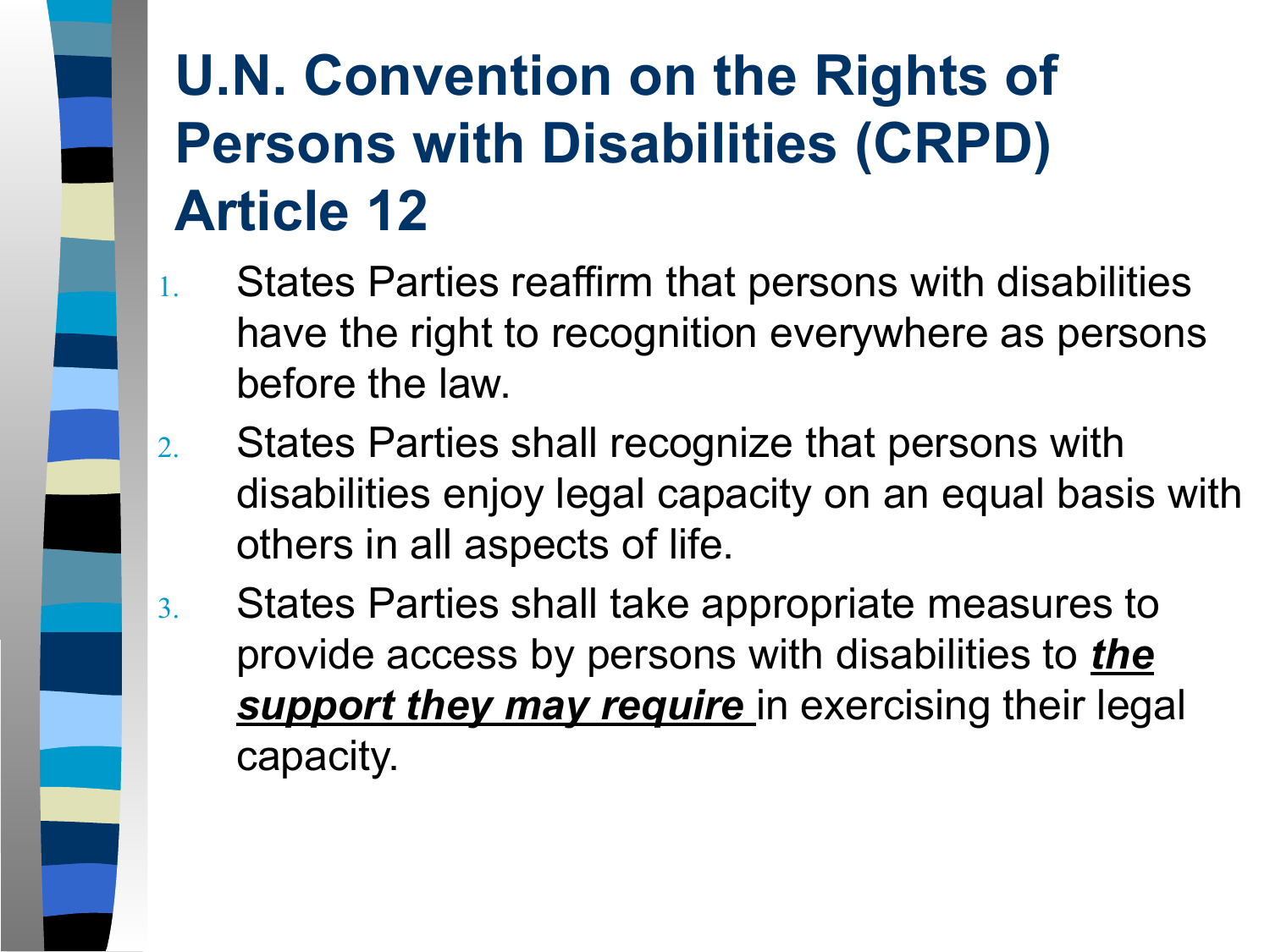# U.N. Convention on the Rights of Persons with Disabilities (CRPD) Article 12

1. States Parties reaffirm that persons with disabilities have the right to recognition everywhere as persons before the law.
2. States Parties shall recognize that persons with disabilities enjoy legal capacity on an equal basis with others in all aspects of life.
3. States Parties shall take appropriate measures to provide access by persons with disabilities to <u>***the support they may require***</u> in exercising their legal capacity.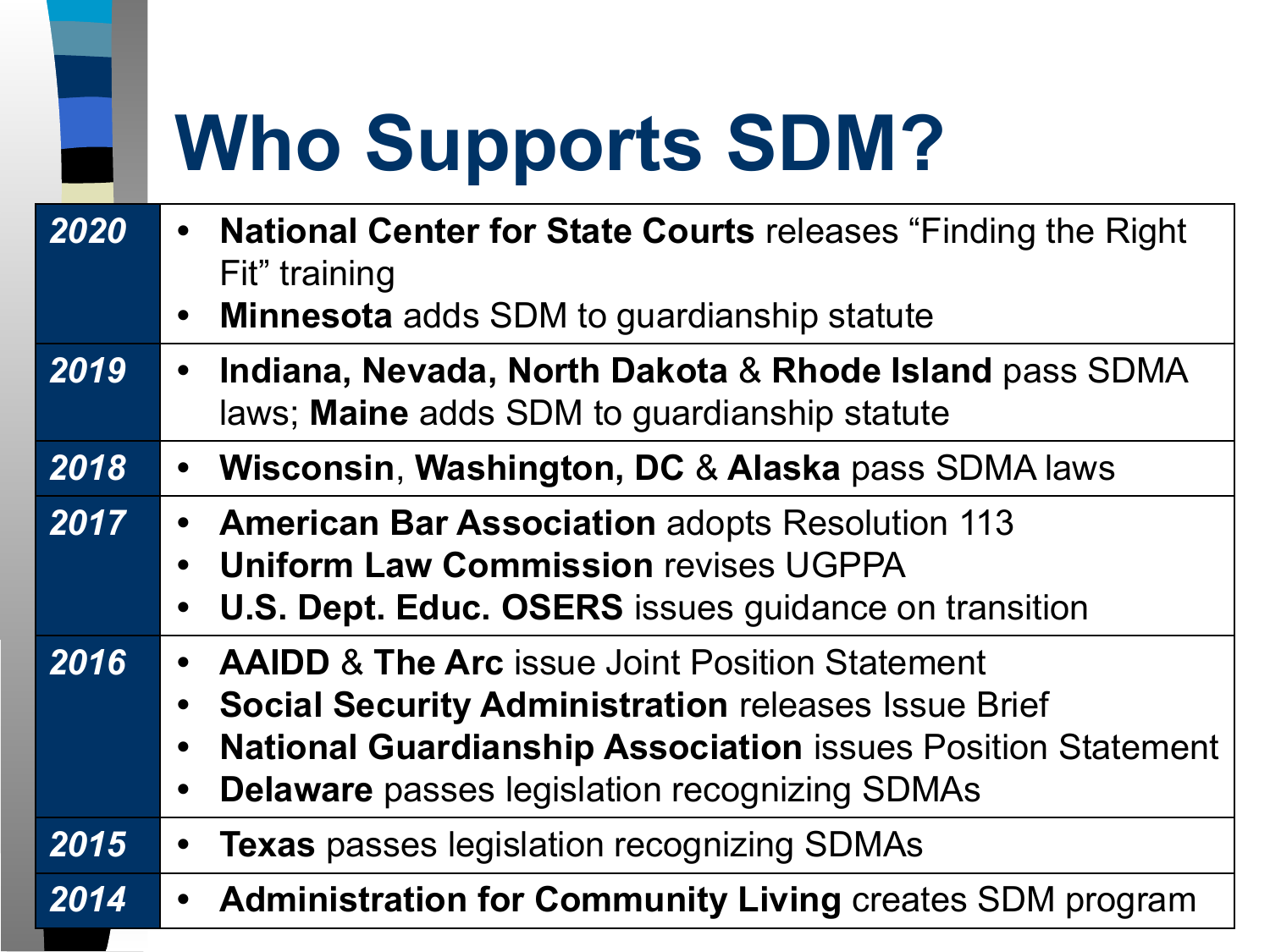# Who Supports SDM?

| Year | Events |
| --- | --- |
| ***2020*** | • **National Center for State Courts** releases “Finding the Right Fit” training<br>• **Minnesota** adds SDM to guardianship statute |
| ***2019*** | • **Indiana, Nevada, North Dakota** & **Rhode Island** pass SDMA laws; **Maine** adds SDM to guardianship statute |
| ***2018*** | • **Wisconsin**, **Washington, DC** & **Alaska** pass SDMA laws |
| ***2017*** | • **American Bar Association** adopts Resolution 113<br>• **Uniform Law Commission** revises UGPPA<br>• **U.S. Dept. Educ. OSERS** issues guidance on transition |
| ***2016*** | • **AAIDD** & **The Arc** issue Joint Position Statement<br>• **Social Security Administration** releases Issue Brief<br>• **National Guardianship Association** issues Position Statement<br>• **Delaware** passes legislation recognizing SDMAs |
| ***2015*** | • **Texas** passes legislation recognizing SDMAs |
| ***2014*** | • **Administration for Community Living** creates SDM program |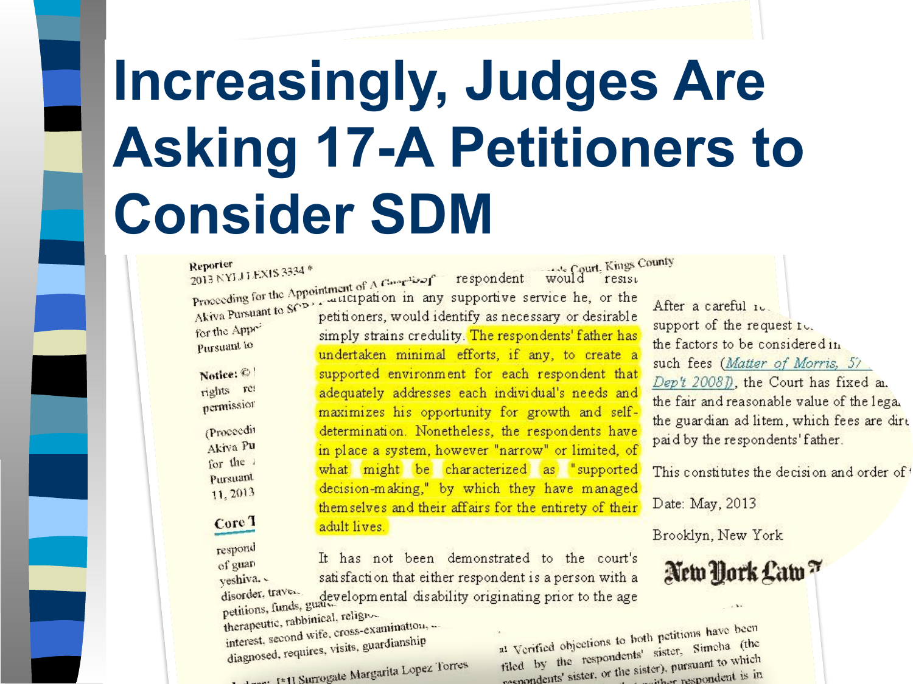# Increasingly, Judges Are Asking 17-A Petitioners to Consider SDM

Reporter
2013 NY LEXIS 3334 *

Proceeding for the Appointment of A Guardian ... respondent would resist participation in any supportive service he, or the petitioners, would identify as necessary or desirable simply strains credulity. The respondents' father has undertaken minimal efforts, if any, to create a supported environment for each respondent that adequately addresses each individual's needs and maximizes his opportunity for growth and self-determination. Nonetheless, the respondents have in place a system, however "narrow" or limited, of what might be characterized as "supported decision-making," by which they have managed themselves and their affairs for the entirety of their adult lives.

It has not been demonstrated to the court's satisfaction that either respondent is a person with a developmental disability originating prior to the age

After a careful ... support of the request ... the factors to be considered in ... such fees (Matter of Morris, 57 ... Dep't 2008]), the Court has fixed a... the fair and reasonable value of the lega... the guardian ad litem, which fees are dir... paid by the respondents' father.

This constitutes the decision and order of ...

Date: May, 2013

Brooklyn, New York

New York Law ...

Verified objections to both petitions have been filed by the respondents' sister, Simcha (the respondents' sister, or the sister), pursuant to which ... neither respondent is in

Judges: [*1] Surrogate Margarita Lopez Torres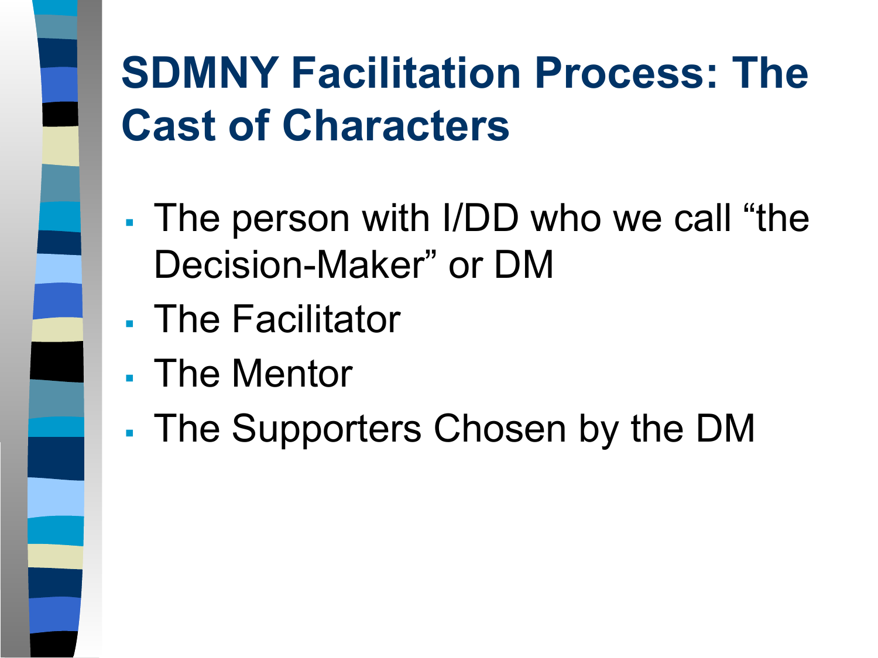# SDMNY Facilitation Process: The Cast of Characters

- The person with I/DD who we call "the Decision-Maker" or DM
- The Facilitator
- The Mentor
- The Supporters Chosen by the DM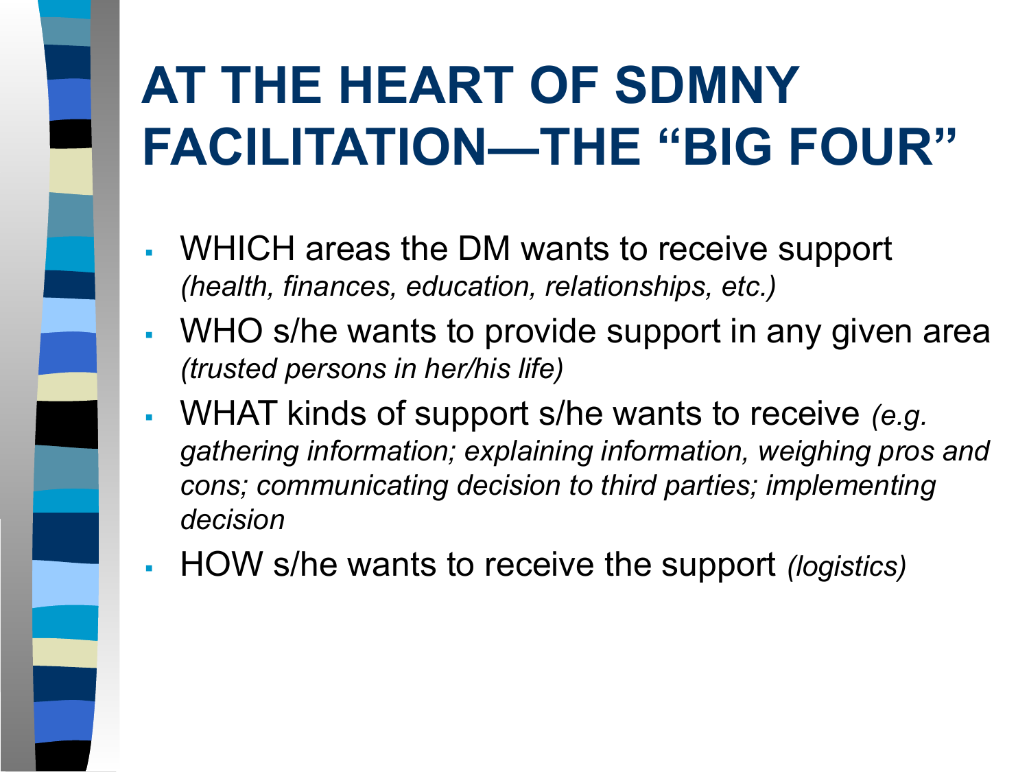# AT THE HEART OF SDMNY FACILITATION—THE "BIG FOUR"

- WHICH areas the DM wants to receive support *(health, finances, education, relationships, etc.)*
- WHO s/he wants to provide support in any given area *(trusted persons in her/his life)*
- WHAT kinds of support s/he wants to receive *(e.g. gathering information; explaining information, weighing pros and cons; communicating decision to third parties; implementing decision*
- HOW s/he wants to receive the support *(logistics)*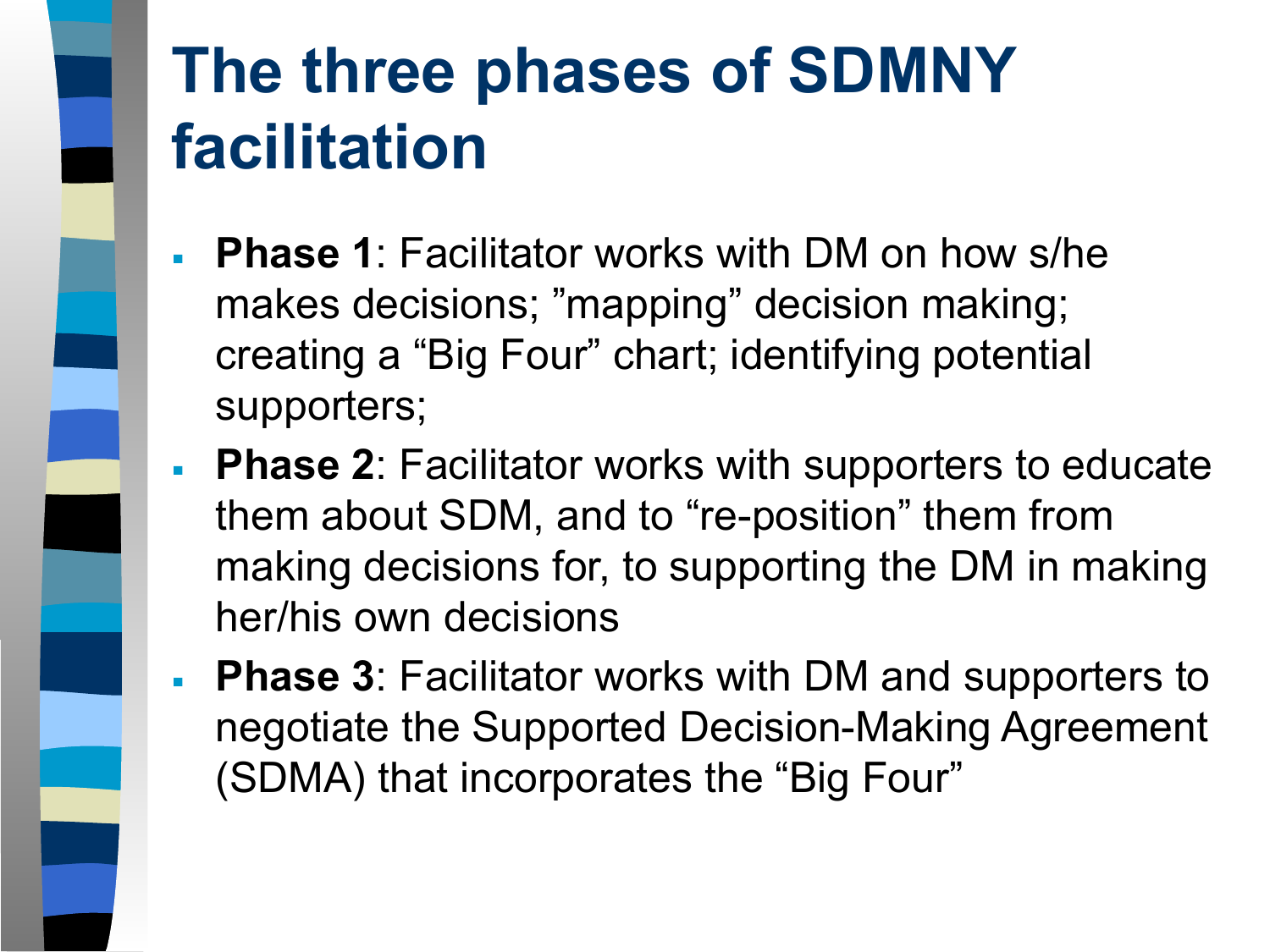# The three phases of SDMNY facilitation

- **Phase 1**: Facilitator works with DM on how s/he makes decisions; ”mapping” decision making; creating a “Big Four” chart; identifying potential supporters;
- **Phase 2**: Facilitator works with supporters to educate them about SDM, and to “re-position” them from making decisions for, to supporting the DM in making her/his own decisions
- **Phase 3**: Facilitator works with DM and supporters to negotiate the Supported Decision-Making Agreement (SDMA) that incorporates the “Big Four”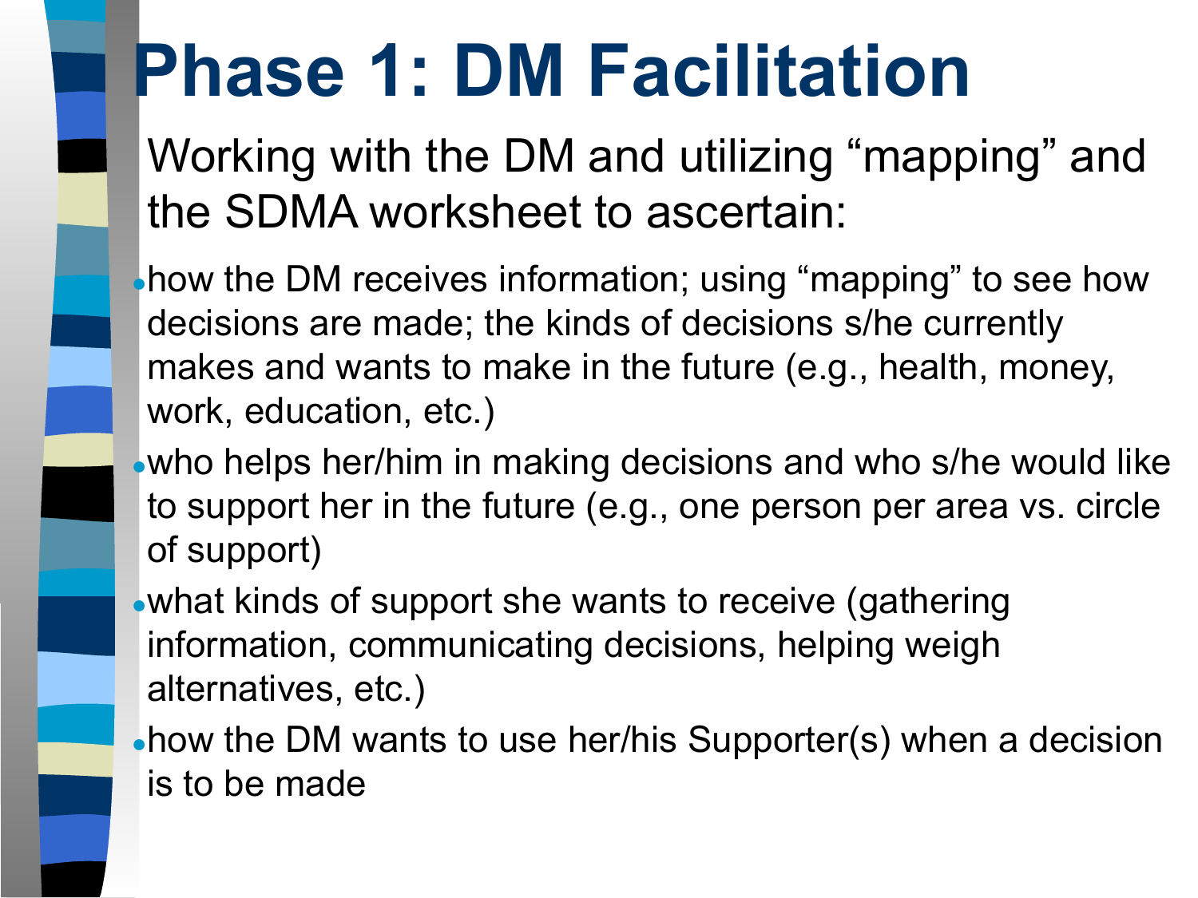# Phase 1: DM Facilitation

Working with the DM and utilizing “mapping” and the SDMA worksheet to ascertain:

- how the DM receives information; using “mapping” to see how decisions are made; the kinds of decisions s/he currently makes and wants to make in the future (e.g., health, money, work, education, etc.)
- who helps her/him in making decisions and who s/he would like to support her in the future (e.g., one person per area vs. circle of support)
- what kinds of support she wants to receive (gathering information, communicating decisions, helping weigh alternatives, etc.)
- how the DM wants to use her/his Supporter(s) when a decision is to be made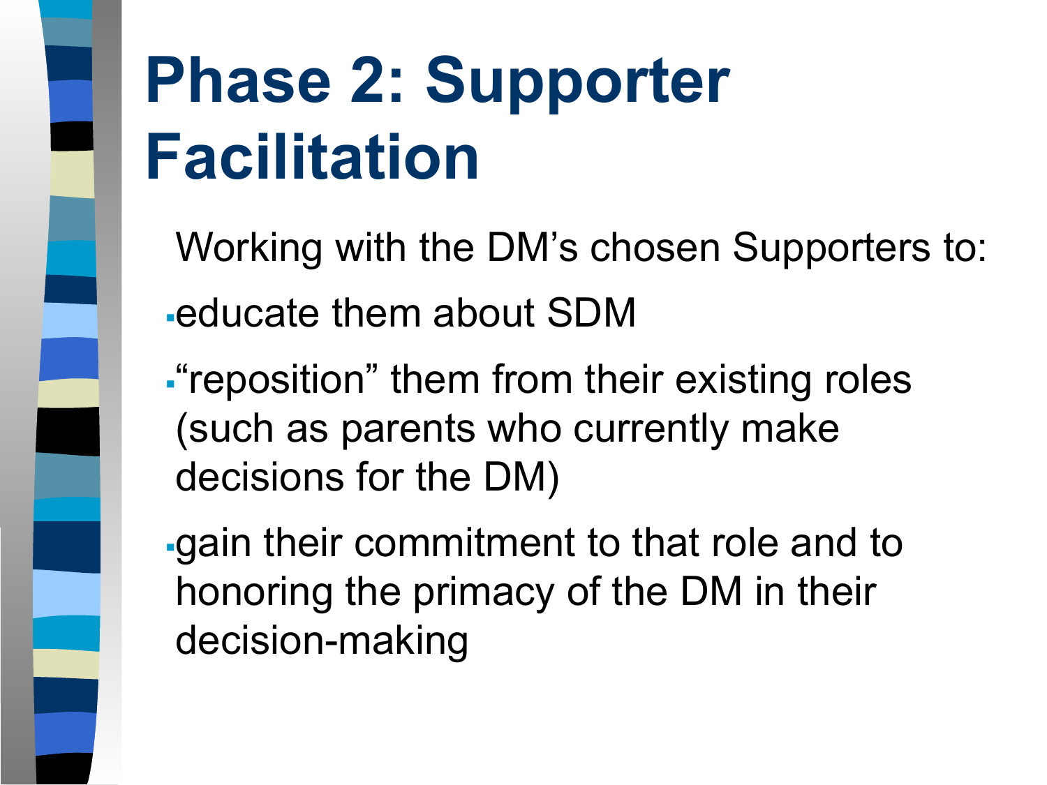# Phase 2: Supporter Facilitation

Working with the DM's chosen Supporters to:

- educate them about SDM
- "reposition" them from their existing roles (such as parents who currently make decisions for the DM)
- gain their commitment to that role and to honoring the primacy of the DM in their decision-making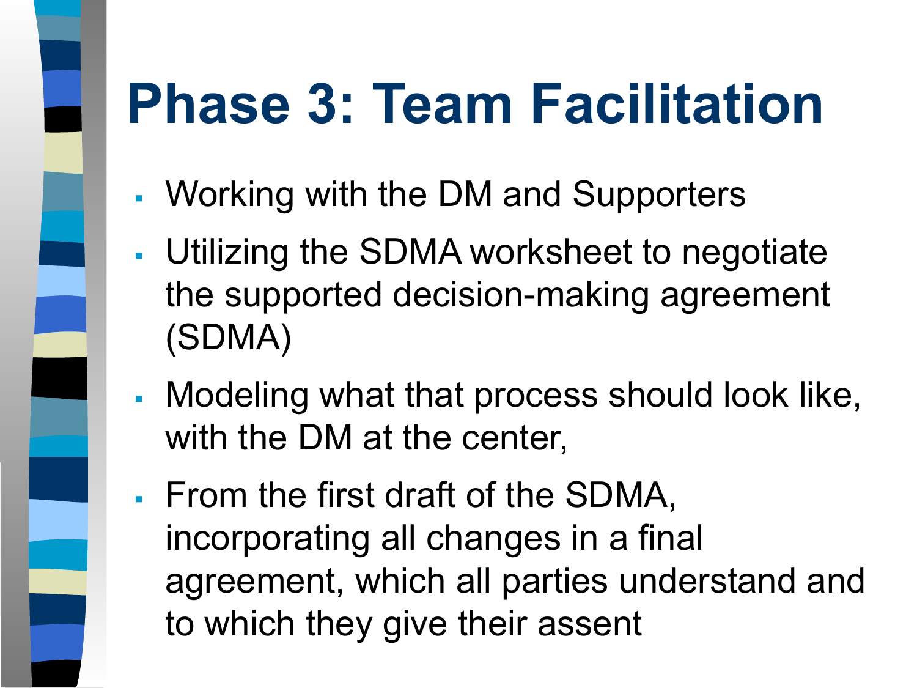# Phase 3: Team Facilitation

- Working with the DM and Supporters
- Utilizing the SDMA worksheet to negotiate the supported decision-making agreement (SDMA)
- Modeling what that process should look like, with the DM at the center,
- From the first draft of the SDMA, incorporating all changes in a final agreement, which all parties understand and to which they give their assent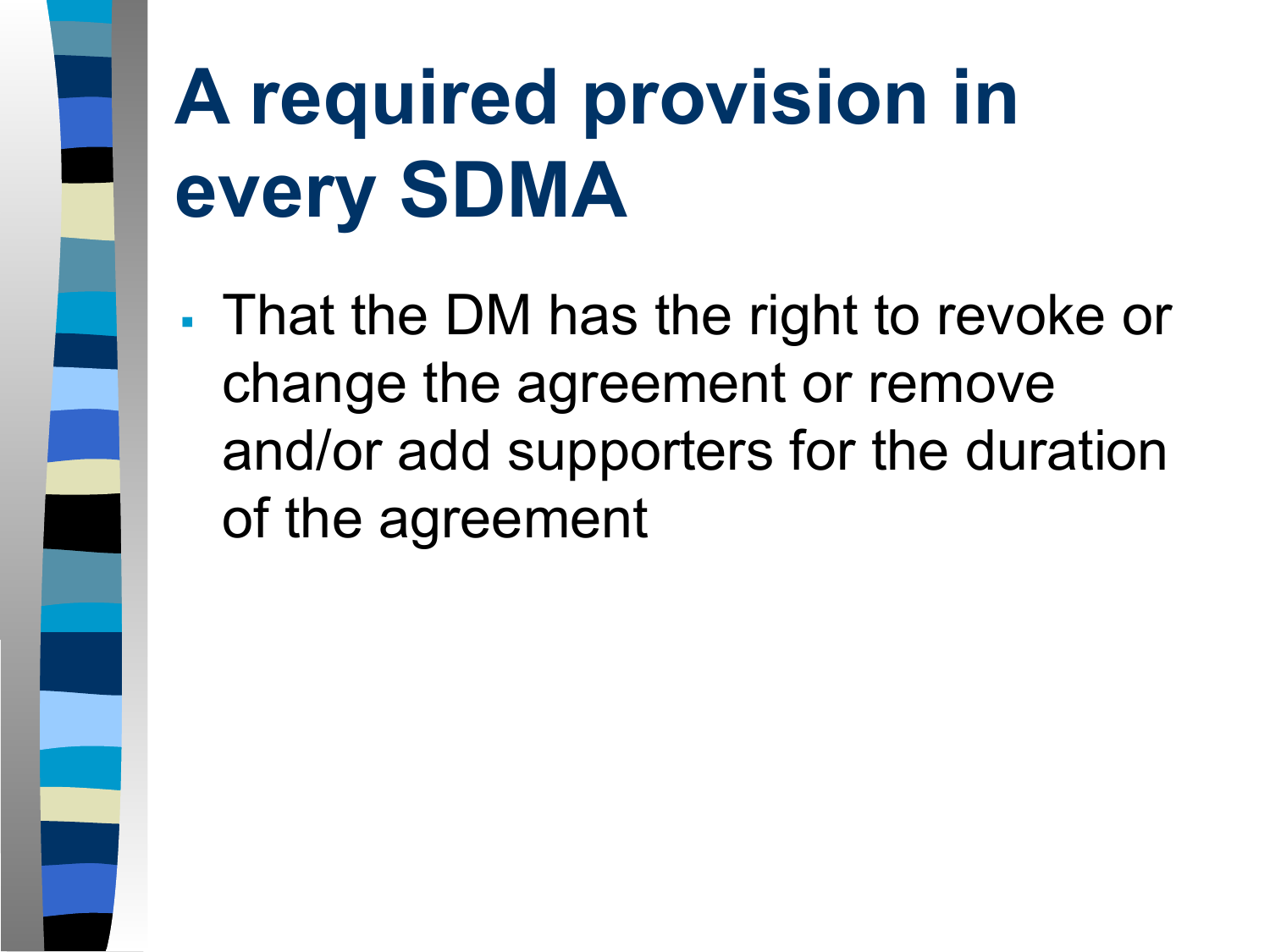# A required provision in every SDMA

- That the DM has the right to revoke or change the agreement or remove and/or add supporters for the duration of the agreement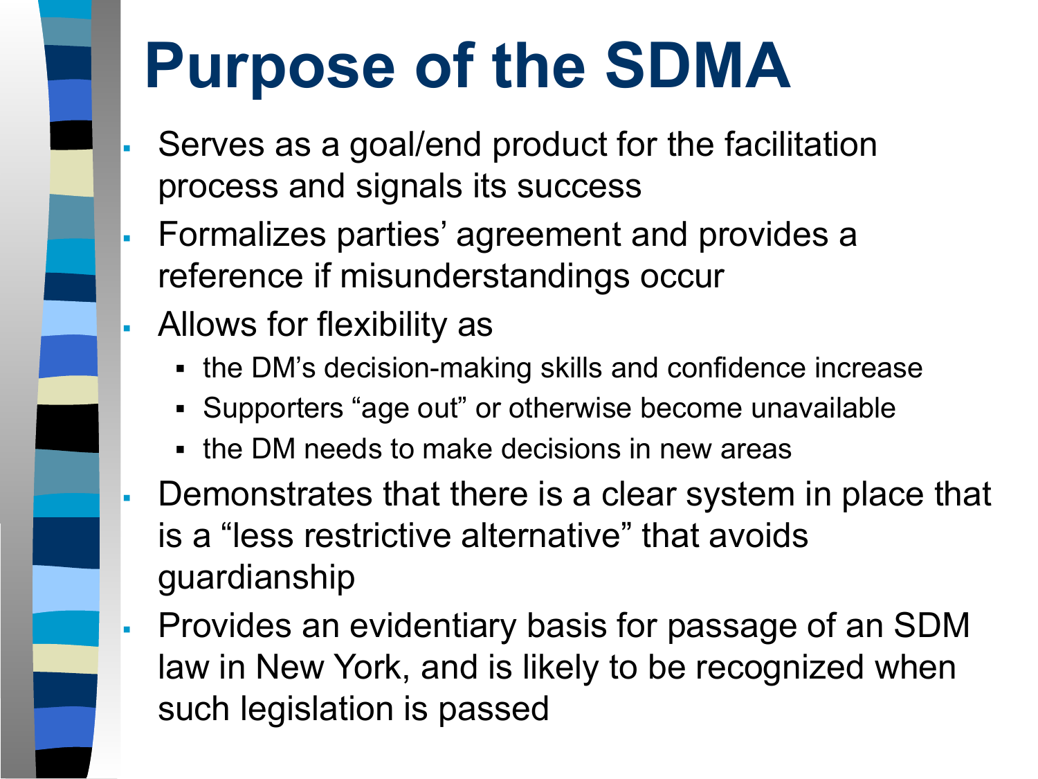# Purpose of the SDMA

- Serves as a goal/end product for the facilitation process and signals its success
- Formalizes parties' agreement and provides a reference if misunderstandings occur
- Allows for flexibility as
  - the DM's decision-making skills and confidence increase
  - Supporters "age out" or otherwise become unavailable
  - the DM needs to make decisions in new areas
- Demonstrates that there is a clear system in place that is a "less restrictive alternative" that avoids guardianship
- Provides an evidentiary basis for passage of an SDM law in New York, and is likely to be recognized when such legislation is passed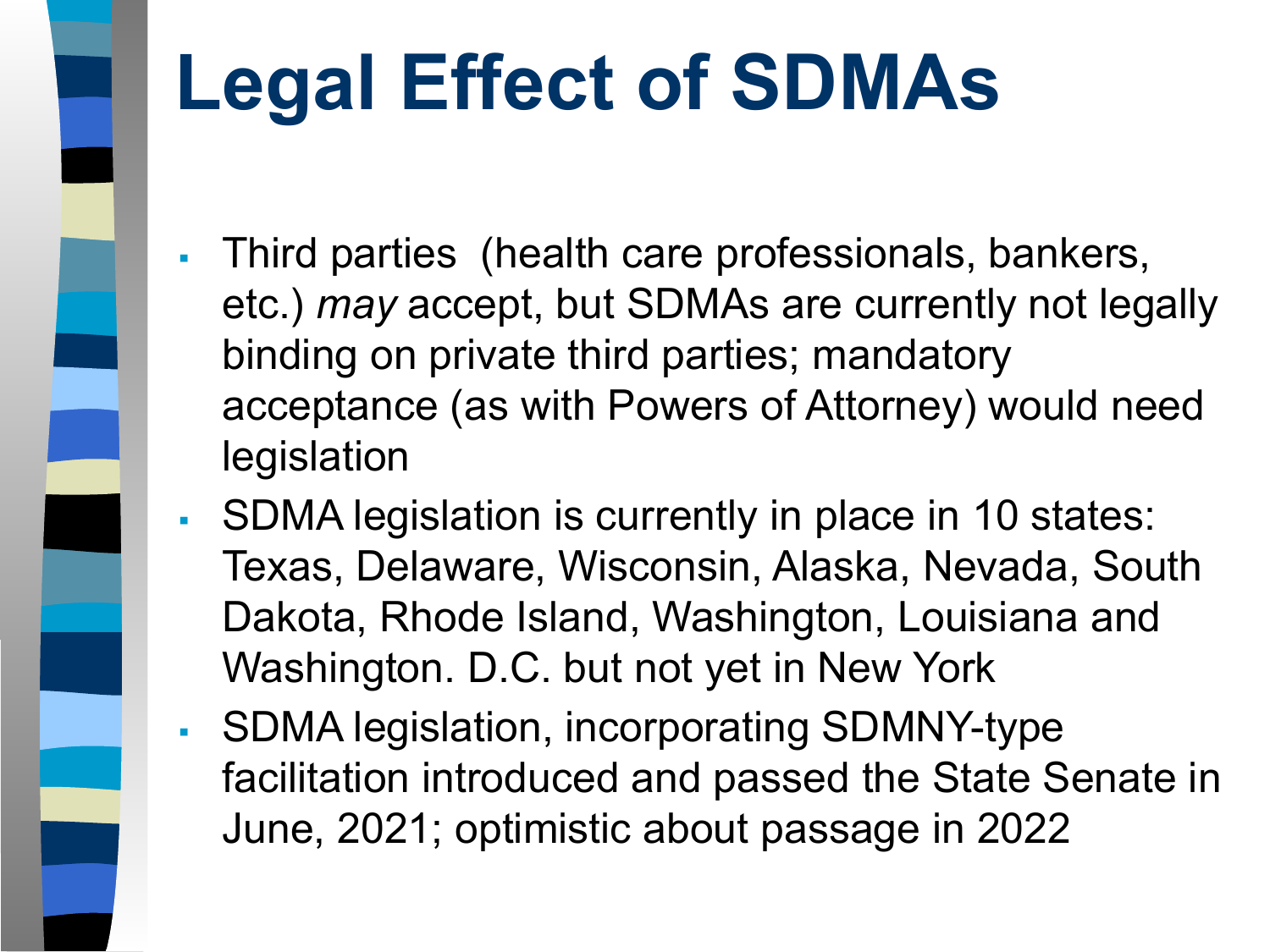# Legal Effect of SDMAs

- Third parties (health care professionals, bankers, etc.) *may* accept, but SDMAs are currently not legally binding on private third parties; mandatory acceptance (as with Powers of Attorney) would need legislation
- SDMA legislation is currently in place in 10 states: Texas, Delaware, Wisconsin, Alaska, Nevada, South Dakota, Rhode Island, Washington, Louisiana and Washington. D.C. but not yet in New York
- SDMA legislation, incorporating SDMNY-type facilitation introduced and passed the State Senate in June, 2021; optimistic about passage in 2022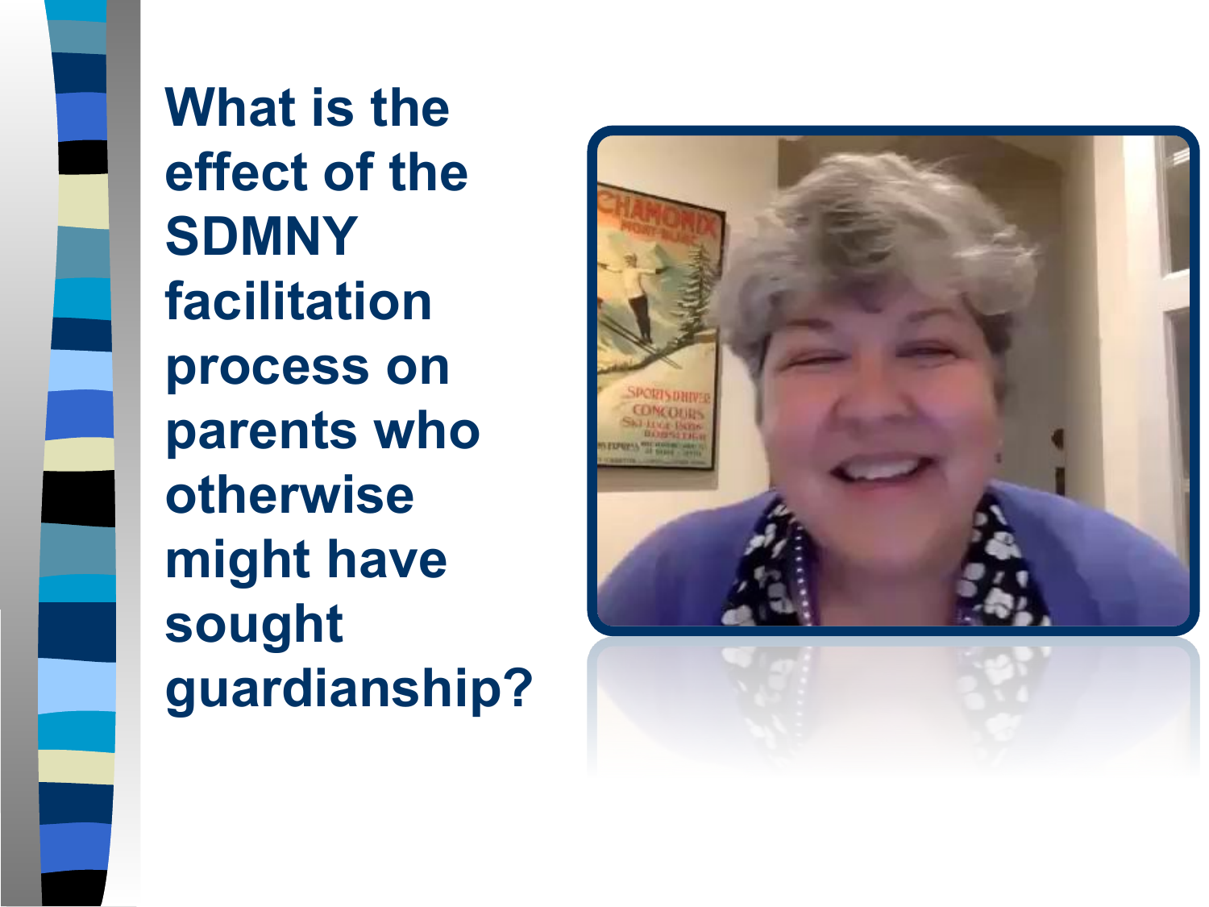# What is the effect of the SDMNY facilitation process on parents who otherwise might have sought guardianship?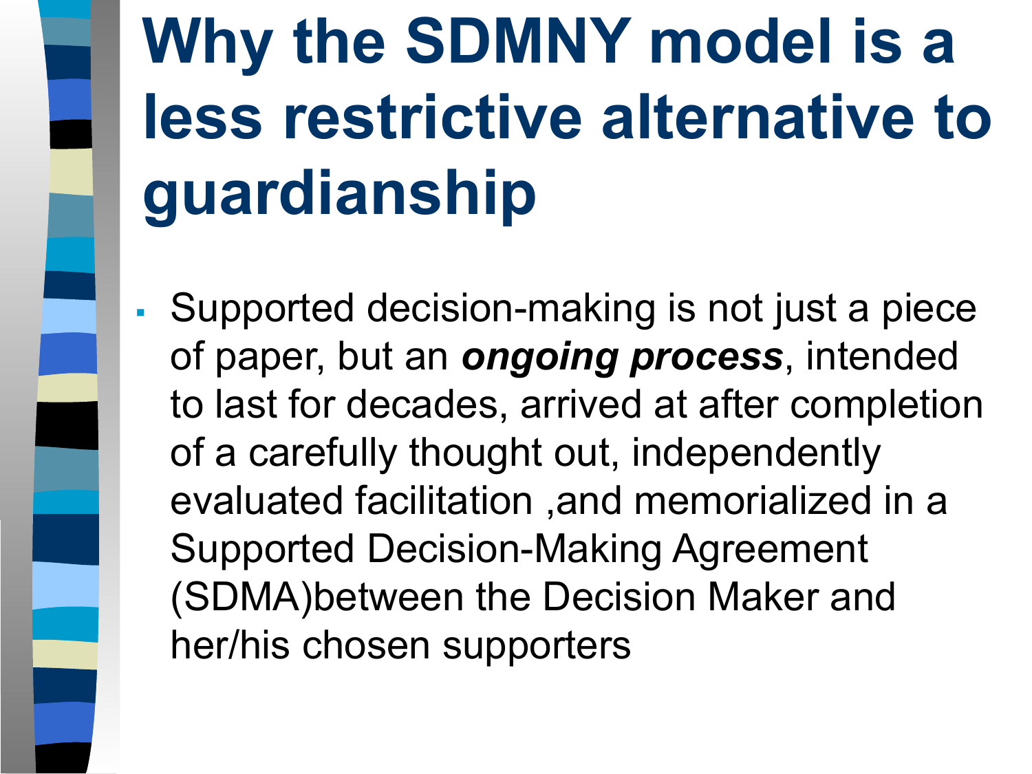# Why the SDMNY model is a less restrictive alternative to guardianship

- Supported decision-making is not just a piece of paper, but an ***ongoing process***, intended to last for decades, arrived at after completion of a carefully thought out, independently evaluated facilitation ,and memorialized in a Supported Decision-Making Agreement (SDMA)between the Decision Maker and her/his chosen supporters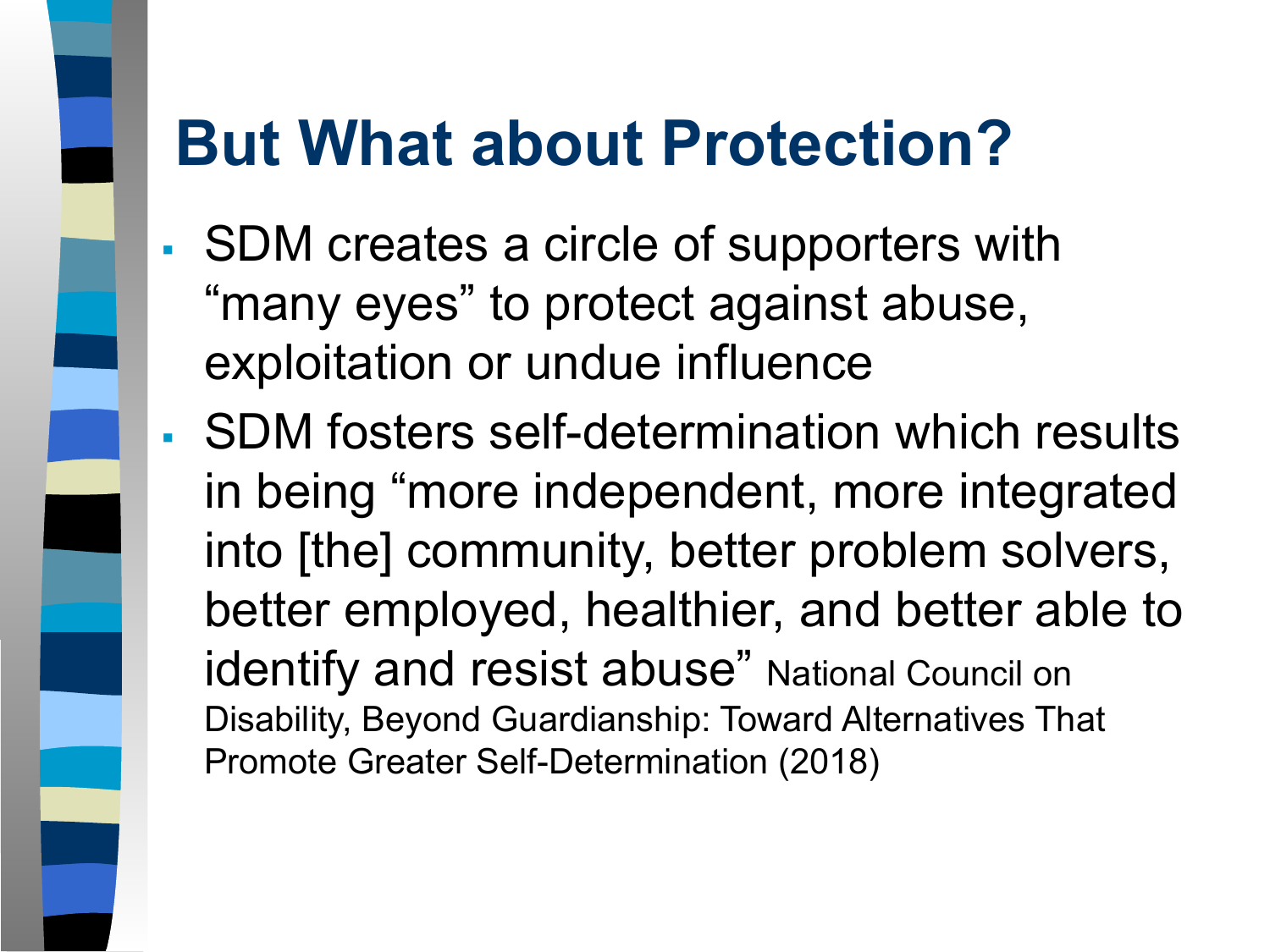# But What about Protection?

- SDM creates a circle of supporters with "many eyes" to protect against abuse, exploitation or undue influence
- SDM fosters self-determination which results in being "more independent, more integrated into [the] community, better problem solvers, better employed, healthier, and better able to identify and resist abuse" National Council on Disability, Beyond Guardianship: Toward Alternatives That Promote Greater Self-Determination (2018)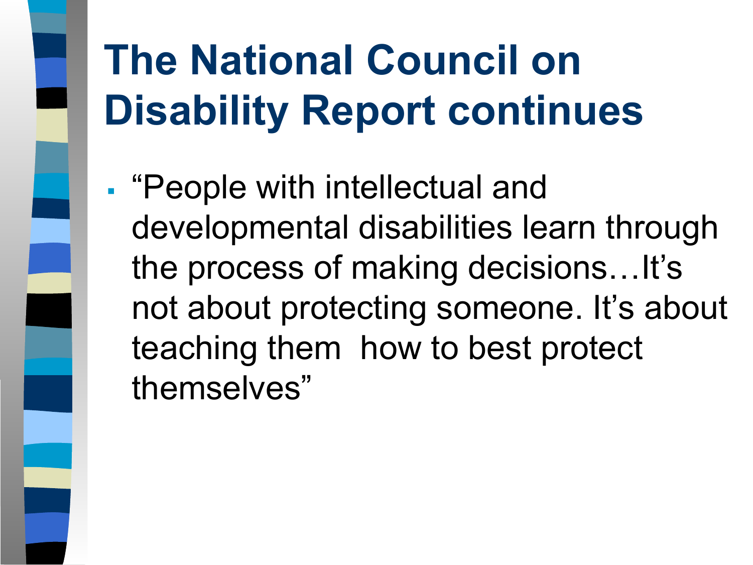# The National Council on Disability Report continues

- "People with intellectual and developmental disabilities learn through the process of making decisions…It's not about protecting someone. It's about teaching them how to best protect themselves"